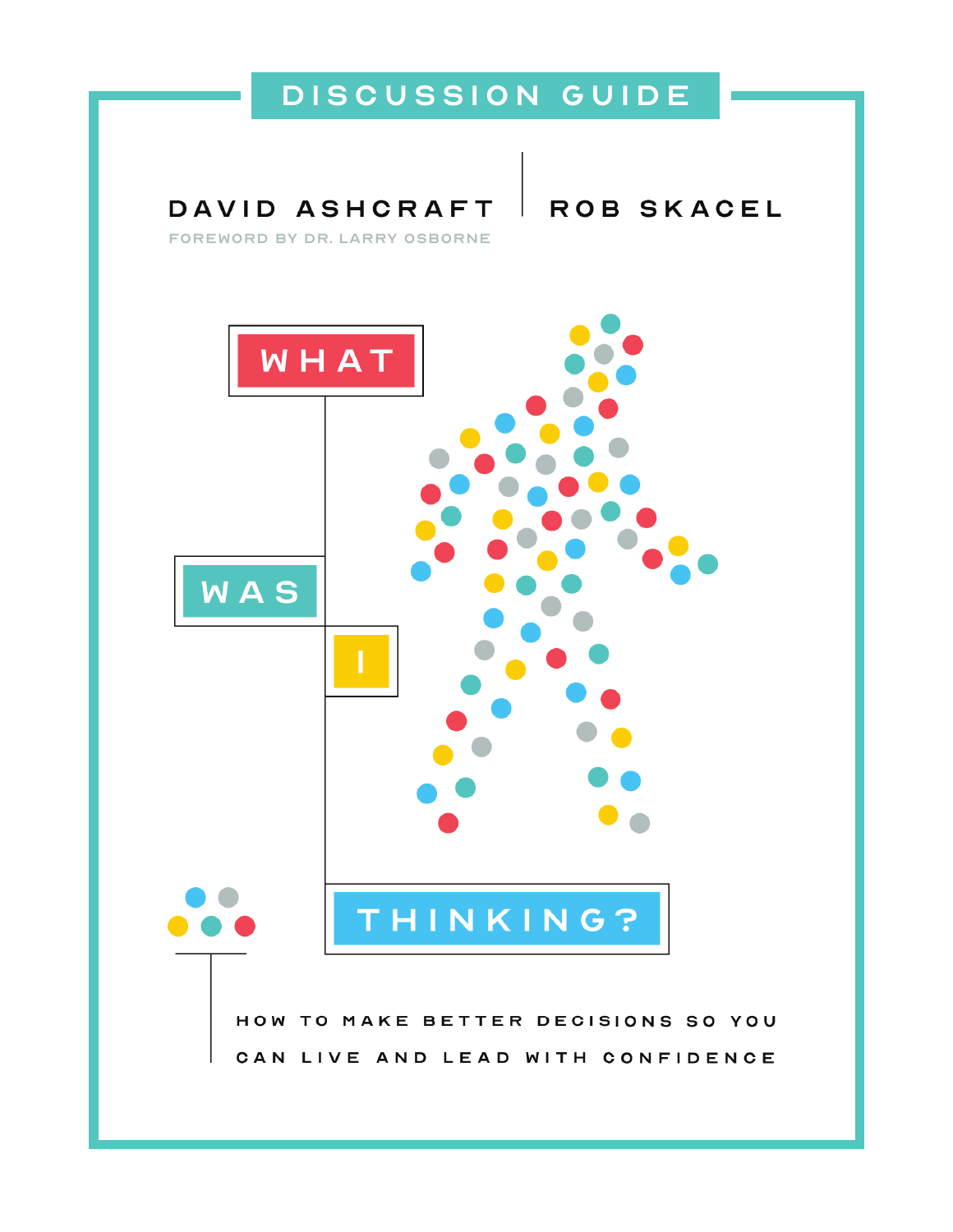DISCUSSION GUIDE

DAVID ASHCRAFT | ROB SKACEL

FOREWORD BY DR. LARRY OSBORNE

# WHAT WAS I THINKING?

HOW TO MAKE BETTER DECISIONS SO YOU CAN LIVE AND LEAD WITH CONFIDENCE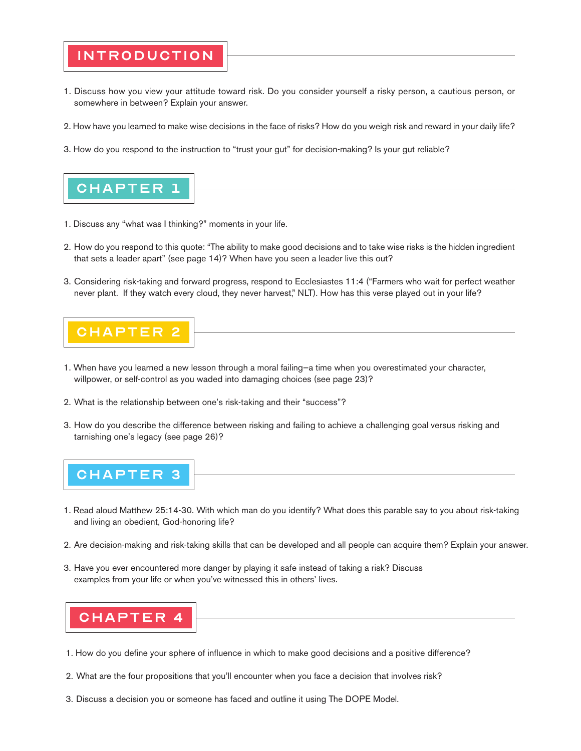## INTRODUCTION

1. Discuss how you view your attitude toward risk. Do you consider yourself a risky person, a cautious person, or somewhere in between? Explain your answer.

2. How have you learned to make wise decisions in the face of risks? How do you weigh risk and reward in your daily life?

3. How do you respond to the instruction to "trust your gut" for decision-making? Is your gut reliable?

## CHAPTER 1

1. Discuss any "what was I thinking?" moments in your life.

2. How do you respond to this quote: "The ability to make good decisions and to take wise risks is the hidden ingredient that sets a leader apart" (see page 14)? When have you seen a leader live this out?

3. Considering risk-taking and forward progress, respond to Ecclesiastes 11:4 ("Farmers who wait for perfect weather never plant. If they watch every cloud, they never harvest," NLT). How has this verse played out in your life?

## CHAPTER 2

1. When have you learned a new lesson through a moral failing—a time when you overestimated your character, willpower, or self-control as you waded into damaging choices (see page 23)?

2. What is the relationship between one's risk-taking and their "success"?

3. How do you describe the difference between risking and failing to achieve a challenging goal versus risking and tarnishing one's legacy (see page 26)?

## CHAPTER 3

1. Read aloud Matthew 25:14-30. With which man do you identify? What does this parable say to you about risk-taking and living an obedient, God-honoring life?

2. Are decision-making and risk-taking skills that can be developed and all people can acquire them? Explain your answer.

3. Have you ever encountered more danger by playing it safe instead of taking a risk? Discuss examples from your life or when you've witnessed this in others' lives.

## CHAPTER 4

1. How do you define your sphere of influence in which to make good decisions and a positive difference?

2. What are the four propositions that you'll encounter when you face a decision that involves risk?

3. Discuss a decision you or someone has faced and outline it using The DOPE Model.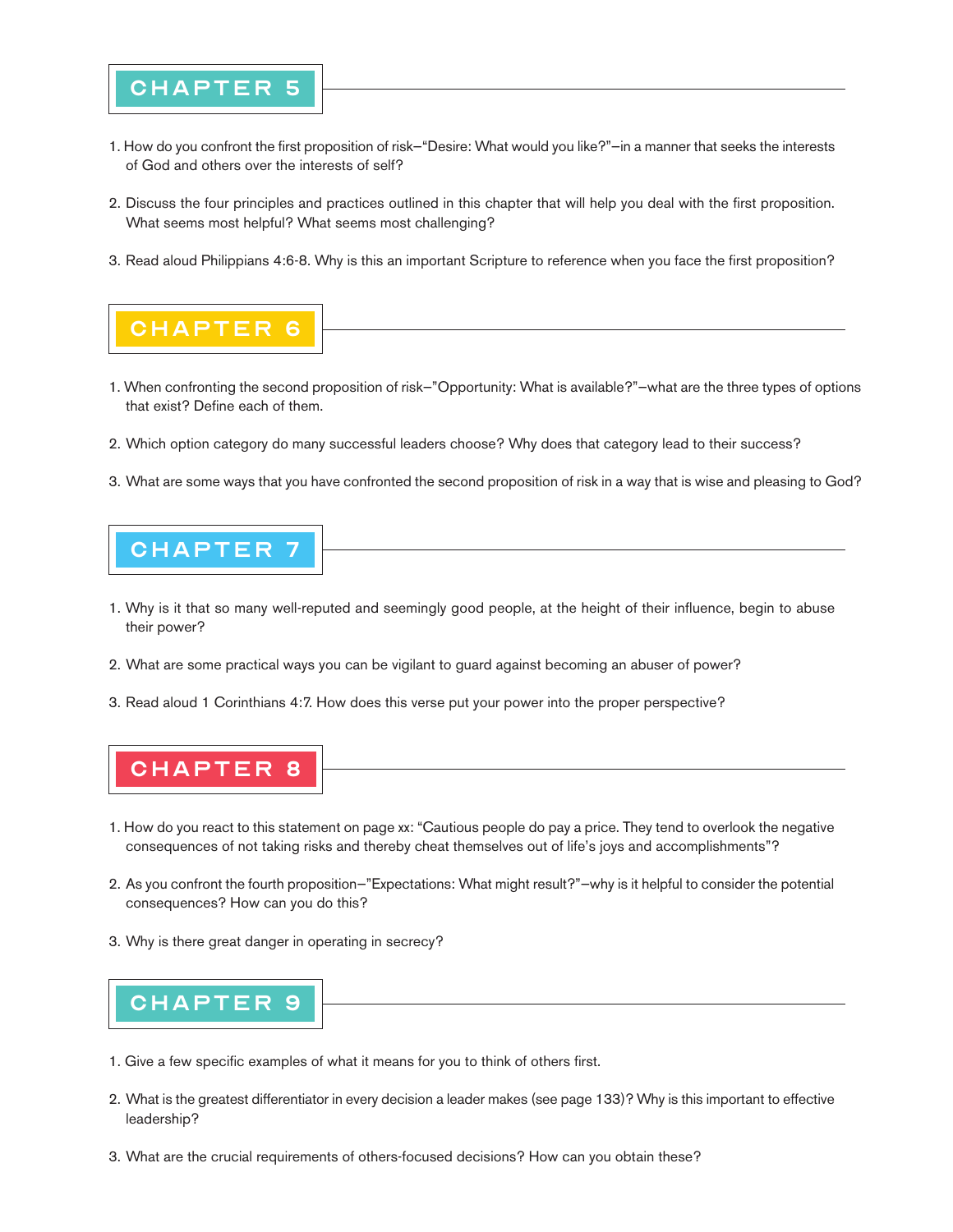## CHAPTER 5

1. How do you confront the first proposition of risk—"Desire: What would you like?"—in a manner that seeks the interests of God and others over the interests of self?

2. Discuss the four principles and practices outlined in this chapter that will help you deal with the first proposition. What seems most helpful? What seems most challenging?

3. Read aloud Philippians 4:6-8. Why is this an important Scripture to reference when you face the first proposition?

## CHAPTER 6

1. When confronting the second proposition of risk—"Opportunity: What is available?"—what are the three types of options that exist? Define each of them.

2. Which option category do many successful leaders choose? Why does that category lead to their success?

3. What are some ways that you have confronted the second proposition of risk in a way that is wise and pleasing to God?

## CHAPTER 7

1. Why is it that so many well-reputed and seemingly good people, at the height of their influence, begin to abuse their power?

2. What are some practical ways you can be vigilant to guard against becoming an abuser of power?

3. Read aloud 1 Corinthians 4:7. How does this verse put your power into the proper perspective?

## CHAPTER 8

1. How do you react to this statement on page xx: "Cautious people do pay a price. They tend to overlook the negative consequences of not taking risks and thereby cheat themselves out of life's joys and accomplishments"?

2. As you confront the fourth proposition—"Expectations: What might result?"—why is it helpful to consider the potential consequences? How can you do this?

3. Why is there great danger in operating in secrecy?

## CHAPTER 9

1. Give a few specific examples of what it means for you to think of others first.

2. What is the greatest differentiator in every decision a leader makes (see page 133)? Why is this important to effective leadership?

3. What are the crucial requirements of others-focused decisions? How can you obtain these?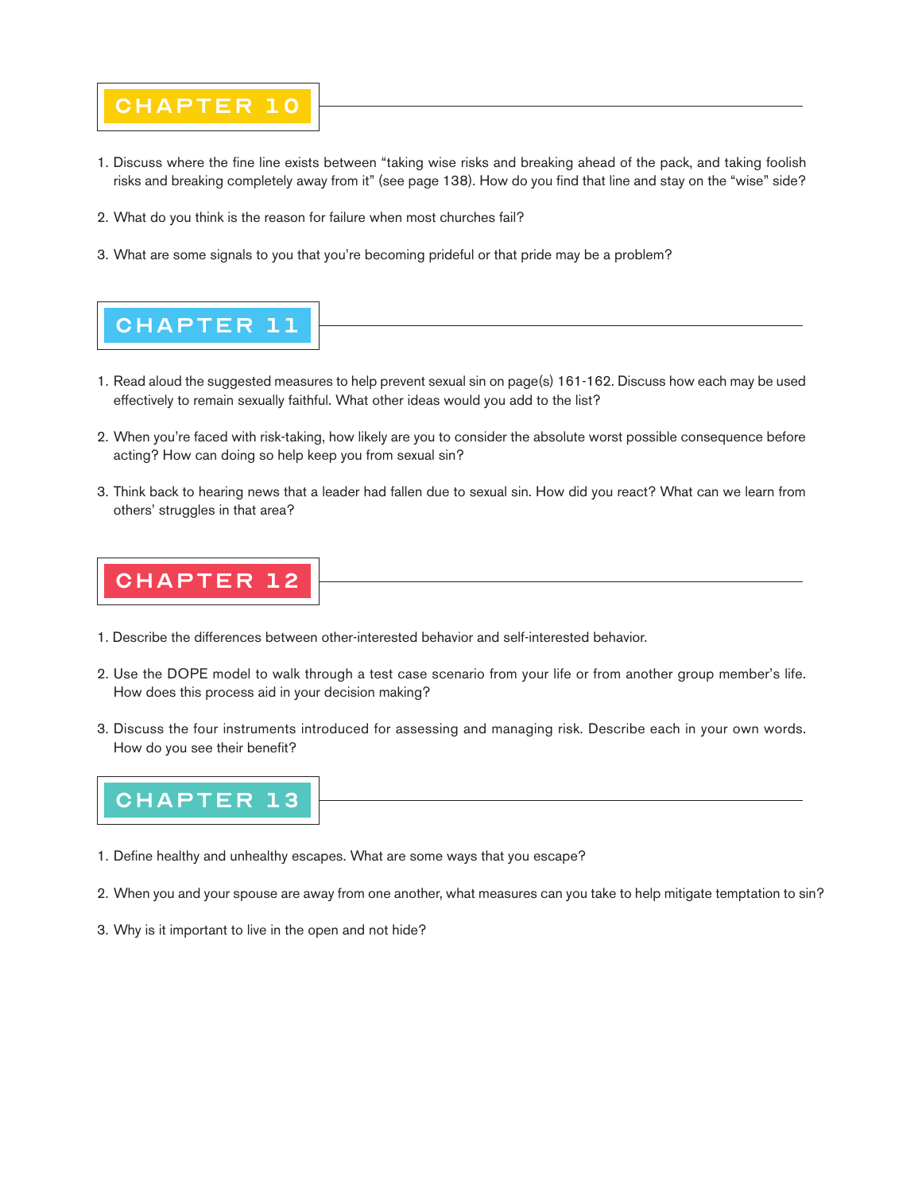## CHAPTER 10

1. Discuss where the fine line exists between "taking wise risks and breaking ahead of the pack, and taking foolish risks and breaking completely away from it" (see page 138). How do you find that line and stay on the "wise" side?

2. What do you think is the reason for failure when most churches fail?

3. What are some signals to you that you're becoming prideful or that pride may be a problem?

## CHAPTER 11

1. Read aloud the suggested measures to help prevent sexual sin on page(s) 161-162. Discuss how each may be used effectively to remain sexually faithful. What other ideas would you add to the list?

2. When you're faced with risk-taking, how likely are you to consider the absolute worst possible consequence before acting? How can doing so help keep you from sexual sin?

3. Think back to hearing news that a leader had fallen due to sexual sin. How did you react? What can we learn from others' struggles in that area?

## CHAPTER 12

1. Describe the differences between other-interested behavior and self-interested behavior.

2. Use the DOPE model to walk through a test case scenario from your life or from another group member's life. How does this process aid in your decision making?

3. Discuss the four instruments introduced for assessing and managing risk. Describe each in your own words. How do you see their benefit?

## CHAPTER 13

1. Define healthy and unhealthy escapes. What are some ways that you escape?

2. When you and your spouse are away from one another, what measures can you take to help mitigate temptation to sin?

3. Why is it important to live in the open and not hide?